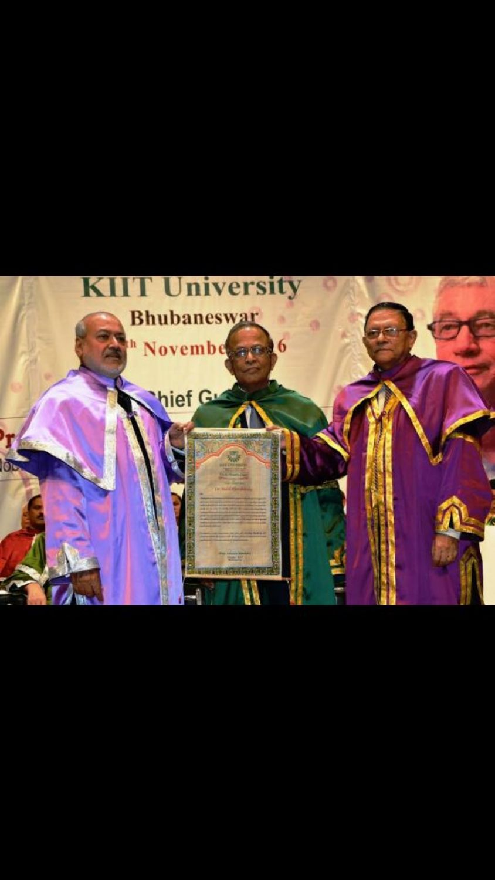KIIT University

Bhubaneswar

th November 6

Chief G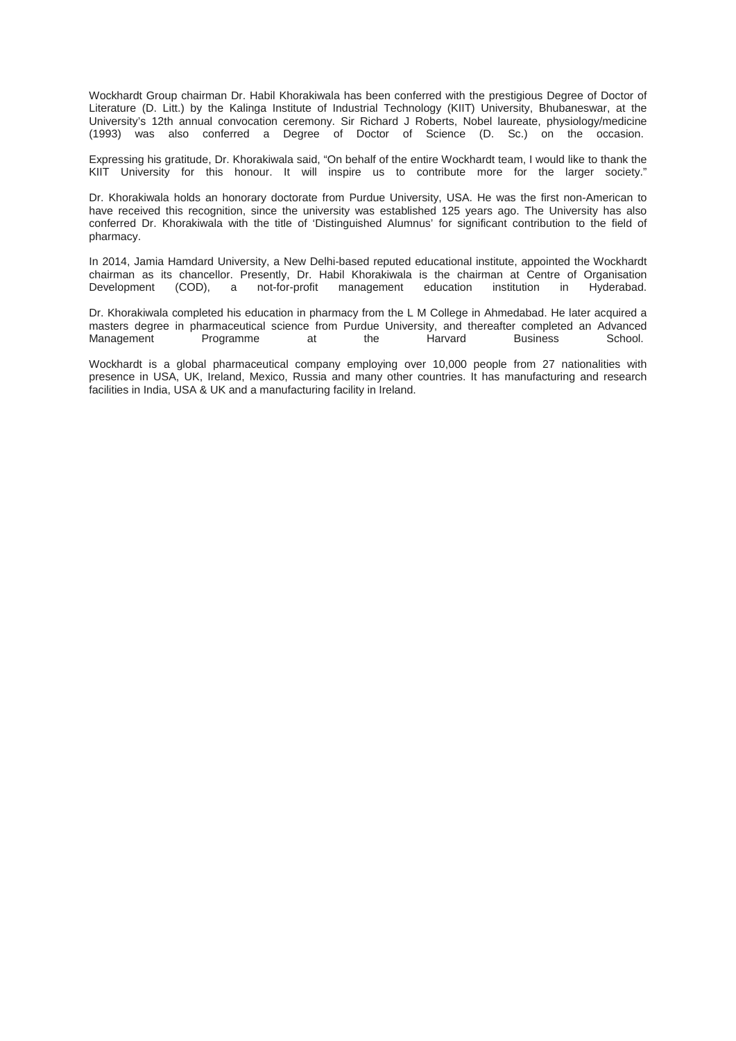Wockhardt Group chairman Dr. Habil Khorakiwala has been conferred with the prestigious Degree of Doctor of Literature (D. Litt.) by the Kalinga Institute of Industrial Technology (KIIT) University, Bhubaneswar, at the University's 12th annual convocation ceremony. Sir Richard J Roberts, Nobel laureate, physiology/medicine (1993) was also conferred a Degree of Doctor of Science (D. Sc.) on the occasion.

Expressing his gratitude, Dr. Khorakiwala said, "On behalf of the entire Wockhardt team, I would like to thank the KIIT University for this honour. It will inspire us to contribute more for the larger society."

Dr. Khorakiwala holds an honorary doctorate from Purdue University, USA. He was the first non-American to have received this recognition, since the university was established 125 years ago. The University has also conferred Dr. Khorakiwala with the title of 'Distinguished Alumnus' for significant contribution to the field of pharmacy.

In 2014, Jamia Hamdard University, a New Delhi-based reputed educational institute, appointed the Wockhardt chairman as its chancellor. Presently, Dr. Habil Khorakiwala is the chairman at Centre of Organisation Development (COD), a not-for-profit management education institution in Hyderabad.

Dr. Khorakiwala completed his education in pharmacy from the L M College in Ahmedabad. He later acquired a masters degree in pharmaceutical science from Purdue University, and thereafter completed an Advanced Management Programme at the Harvard Business School.

Wockhardt is a global pharmaceutical company employing over 10,000 people from 27 nationalities with presence in USA, UK, Ireland, Mexico, Russia and many other countries. It has manufacturing and research facilities in India, USA & UK and a manufacturing facility in Ireland.